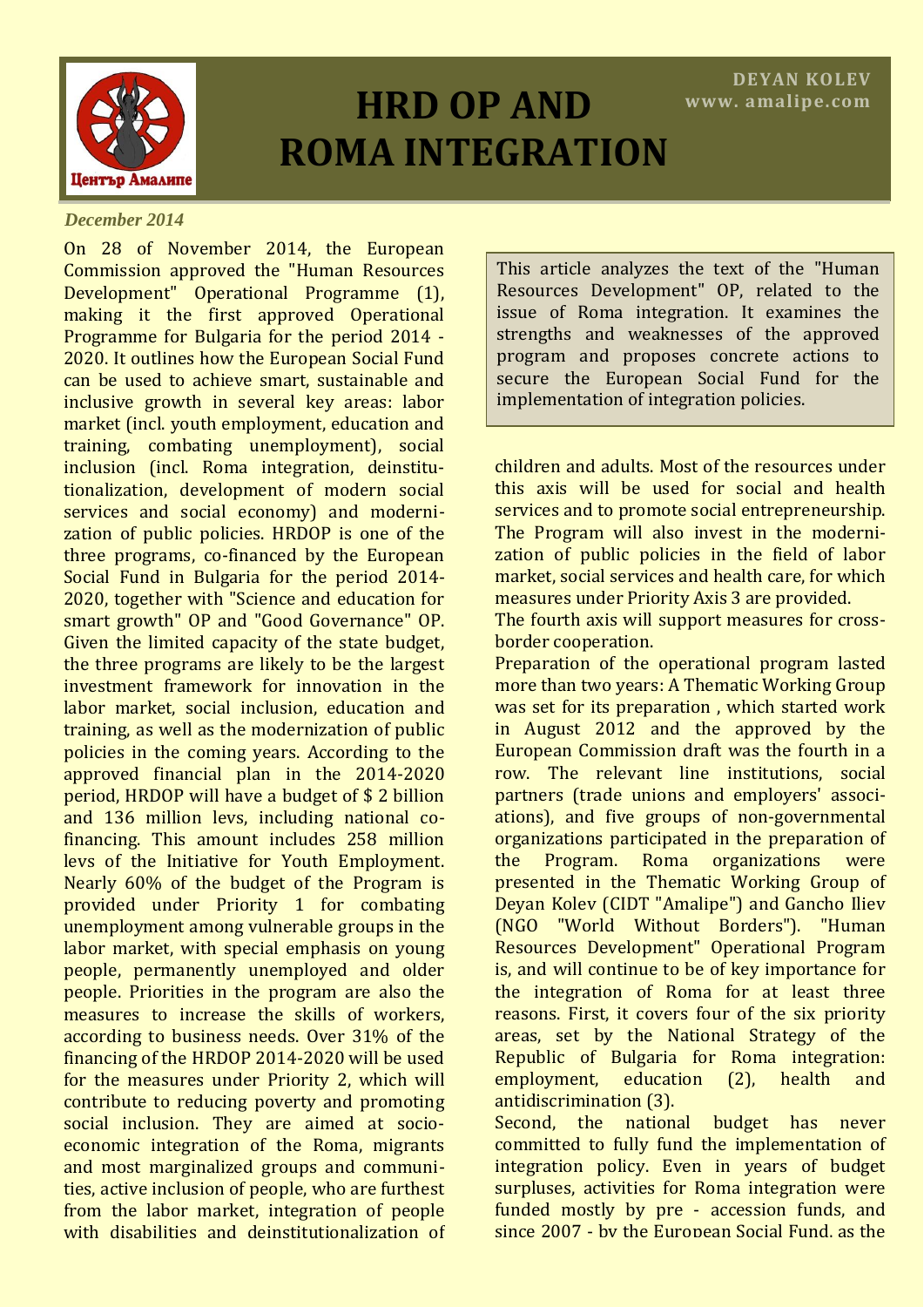# HRD OP AND ROMA INTEGRATION

**DEYAN KOLEV**
**www. amalipe.com**

*December 2014*

> This article analyzes the text of the "Human Resources Development" OP, related to the issue of Roma integration. It examines the strengths and weaknesses of the approved program and proposes concrete actions to secure the European Social Fund for the implementation of integration policies.

On 28 of November 2014, the European Commission approved the "Human Resources Development" Operational Programme (1), making it the first approved Operational Programme for Bulgaria for the period 2014 - 2020. It outlines how the European Social Fund can be used to achieve smart, sustainable and inclusive growth in several key areas: labor market (incl. youth employment, education and training, combating unemployment), social inclusion (incl. Roma integration, deinstitutionalization, development of modern social services and social economy) and modernization of public policies. HRDOP is one of the three programs, co-financed by the European Social Fund in Bulgaria for the period 2014-2020, together with "Science and education for smart growth" OP and "Good Governance" OP. Given the limited capacity of the state budget, the three programs are likely to be the largest investment framework for innovation in the labor market, social inclusion, education and training, as well as the modernization of public policies in the coming years. According to the approved financial plan in the 2014-2020 period, HRDOP will have a budget of $ 2 billion and 136 million levs, including national co-financing. This amount includes 258 million levs of the Initiative for Youth Employment. Nearly 60% of the budget of the Program is provided under Priority 1 for combating unemployment among vulnerable groups in the labor market, with special emphasis on young people, permanently unemployed and older people. Priorities in the program are also the measures to increase the skills of workers, according to business needs. Over 31% of the financing of the HRDOP 2014-2020 will be used for the measures under Priority 2, which will contribute to reducing poverty and promoting social inclusion. They are aimed at socio-economic integration of the Roma, migrants and most marginalized groups and communities, active inclusion of people, who are furthest from the labor market, integration of people with disabilities and deinstitutionalization of children and adults. Most of the resources under this axis will be used for social and health services and to promote social entrepreneurship. The Program will also invest in the modernization of public policies in the field of labor market, social services and health care, for which measures under Priority Axis 3 are provided.

The fourth axis will support measures for cross-border cooperation.

Preparation of the operational program lasted more than two years: A Thematic Working Group was set for its preparation , which started work in August 2012 and the approved by the European Commission draft was the fourth in a row. The relevant line institutions, social partners (trade unions and employers' associations), and five groups of non-governmental organizations participated in the preparation of the Program. Roma organizations were presented in the Thematic Working Group of Deyan Kolev (CIDT "Amalipe") and Gancho Iliev (NGO "World Without Borders"). "Human Resources Development" Operational Program is, and will continue to be of key importance for the integration of Roma for at least three reasons. First, it covers four of the six priority areas, set by the National Strategy of the Republic of Bulgaria for Roma integration: employment, education (2), health and antidiscrimination (3).

Second, the national budget has never committed to fully fund the implementation of integration policy. Even in years of budget surpluses, activities for Roma integration were funded mostly by pre - accession funds, and since 2007 - by the European Social Fund, as the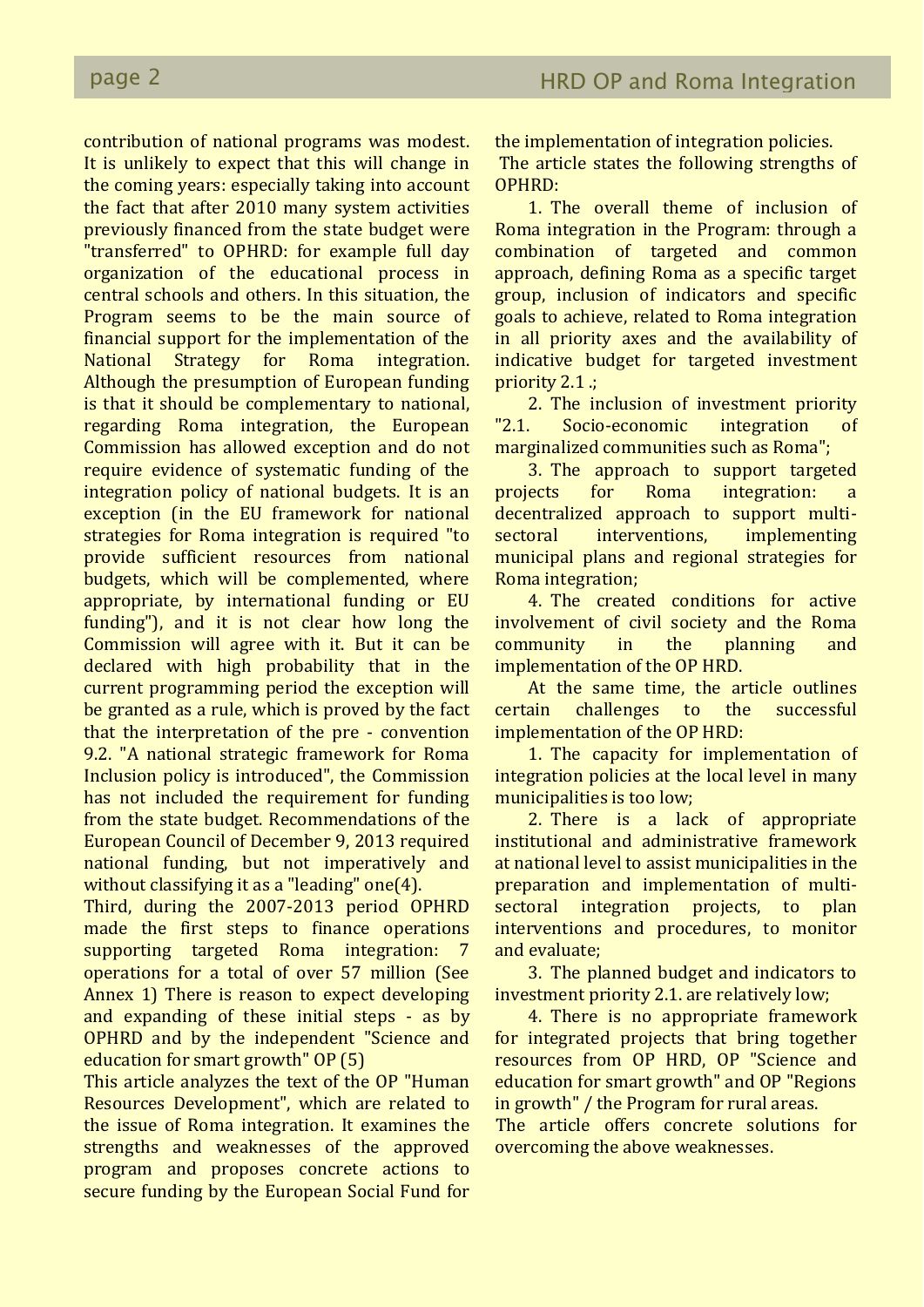contribution of national programs was modest. It is unlikely to expect that this will change in the coming years: especially taking into account the fact that after 2010 many system activities previously financed from the state budget were "transferred" to OPHRD: for example full day organization of the educational process in central schools and others. In this situation, the Program seems to be the main source of financial support for the implementation of the National Strategy for Roma integration. Although the presumption of European funding is that it should be complementary to national, regarding Roma integration, the European Commission has allowed exception and do not require evidence of systematic funding of the integration policy of national budgets. It is an exception (in the EU framework for national strategies for Roma integration is required "to provide sufficient resources from national budgets, which will be complemented, where appropriate, by international funding or EU funding"), and it is not clear how long the Commission will agree with it. But it can be declared with high probability that in the current programming period the exception will be granted as a rule, which is proved by the fact that the interpretation of the pre - convention 9.2. "A national strategic framework for Roma Inclusion policy is introduced", the Commission has not included the requirement for funding from the state budget. Recommendations of the European Council of December 9, 2013 required national funding, but not imperatively and without classifying it as a "leading" one(4).

Third, during the 2007-2013 period OPHRD made the first steps to finance operations supporting targeted Roma integration: 7 operations for a total of over 57 million (See Annex 1) There is reason to expect developing and expanding of these initial steps - as by OPHRD and by the independent "Science and education for smart growth" OP (5)

This article analyzes the text of the OP "Human Resources Development", which are related to the issue of Roma integration. It examines the strengths and weaknesses of the approved program and proposes concrete actions to secure funding by the European Social Fund for the implementation of integration policies.

The article states the following strengths of OPHRD:

1. The overall theme of inclusion of Roma integration in the Program: through a combination of targeted and common approach, defining Roma as a specific target group, inclusion of indicators and specific goals to achieve, related to Roma integration in all priority axes and the availability of indicative budget for targeted investment priority 2.1 .;
2. The inclusion of investment priority "2.1. Socio-economic integration of marginalized communities such as Roma";
3. The approach to support targeted projects for Roma integration: a decentralized approach to support multi-sectoral interventions, implementing municipal plans and regional strategies for Roma integration;
4. The created conditions for active involvement of civil society and the Roma community in the planning and implementation of the OP HRD.

At the same time, the article outlines certain challenges to the successful implementation of the OP HRD:

1. The capacity for implementation of integration policies at the local level in many municipalities is too low;
2. There is a lack of appropriate institutional and administrative framework at national level to assist municipalities in the preparation and implementation of multi-sectoral integration projects, to plan interventions and procedures, to monitor and evaluate;
3. The planned budget and indicators to investment priority 2.1. are relatively low;
4. There is no appropriate framework for integrated projects that bring together resources from OP HRD, OP "Science and education for smart growth" and OP "Regions in growth" / the Program for rural areas.

The article offers concrete solutions for overcoming the above weaknesses.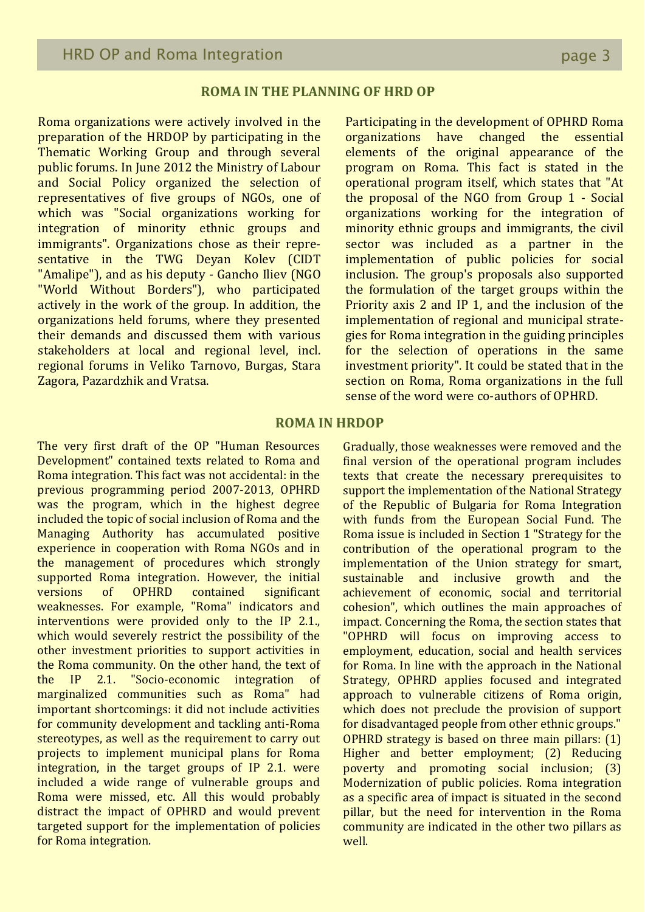## ROMA IN THE PLANNING OF HRD OP

Roma organizations were actively involved in the preparation of the HRDOP by participating in the Thematic Working Group and through several public forums. In June 2012 the Ministry of Labour and Social Policy organized the selection of representatives of five groups of NGOs, one of which was "Social organizations working for integration of minority ethnic groups and immigrants". Organizations chose as their representative in the TWG Deyan Kolev (CIDT "Amalipe"), and as his deputy - Gancho Iliev (NGO "World Without Borders"), who participated actively in the work of the group. In addition, the organizations held forums, where they presented their demands and discussed them with various stakeholders at local and regional level, incl. regional forums in Veliko Tarnovo, Burgas, Stara Zagora, Pazardzhik and Vratsa.

Participating in the development of OPHRD Roma organizations have changed the essential elements of the original appearance of the program on Roma. This fact is stated in the operational program itself, which states that "At the proposal of the NGO from Group 1 - Social organizations working for the integration of minority ethnic groups and immigrants, the civil sector was included as a partner in the implementation of public policies for social inclusion. The group's proposals also supported the formulation of the target groups within the Priority axis 2 and IP 1, and the inclusion of the implementation of regional and municipal strategies for Roma integration in the guiding principles for the selection of operations in the same investment priority". It could be stated that in the section on Roma, Roma organizations in the full sense of the word were co-authors of OPHRD.

## ROMA IN HRDOP

The very first draft of the OP "Human Resources Development" contained texts related to Roma and Roma integration. This fact was not accidental: in the previous programming period 2007-2013, OPHRD was the program, which in the highest degree included the topic of social inclusion of Roma and the Managing Authority has accumulated positive experience in cooperation with Roma NGOs and in the management of procedures which strongly supported Roma integration. However, the initial versions of OPHRD contained significant weaknesses. For example, "Roma" indicators and interventions were provided only to the IP 2.1., which would severely restrict the possibility of the other investment priorities to support activities in the Roma community. On the other hand, the text of the IP 2.1. "Socio-economic integration of marginalized communities such as Roma" had important shortcomings: it did not include activities for community development and tackling anti-Roma stereotypes, as well as the requirement to carry out projects to implement municipal plans for Roma integration, in the target groups of IP 2.1. were included a wide range of vulnerable groups and Roma were missed, etc. All this would probably distract the impact of OPHRD and would prevent targeted support for the implementation of policies for Roma integration.

Gradually, those weaknesses were removed and the final version of the operational program includes texts that create the necessary prerequisites to support the implementation of the National Strategy of the Republic of Bulgaria for Roma Integration with funds from the European Social Fund. The Roma issue is included in Section 1 "Strategy for the contribution of the operational program to the implementation of the Union strategy for smart, sustainable and inclusive growth and the achievement of economic, social and territorial cohesion", which outlines the main approaches of impact. Concerning the Roma, the section states that "OPHRD will focus on improving access to employment, education, social and health services for Roma. In line with the approach in the National Strategy, OPHRD applies focused and integrated approach to vulnerable citizens of Roma origin, which does not preclude the provision of support for disadvantaged people from other ethnic groups." OPHRD strategy is based on three main pillars: (1) Higher and better employment; (2) Reducing poverty and promoting social inclusion; (3) Modernization of public policies. Roma integration as a specific area of impact is situated in the second pillar, but the need for intervention in the Roma community are indicated in the other two pillars as well.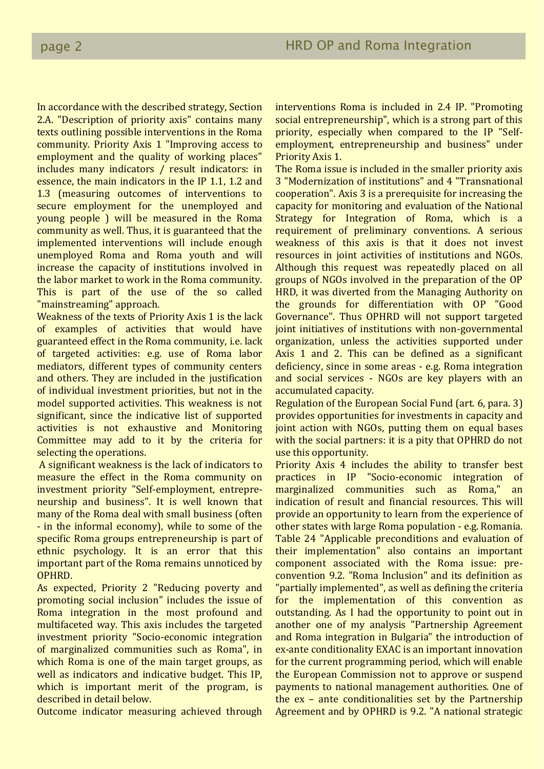In accordance with the described strategy, Section 2.A. "Description of priority axis" contains many texts outlining possible interventions in the Roma community. Priority Axis 1 "Improving access to employment and the quality of working places" includes many indicators / result indicators: in essence, the main indicators in the IP 1.1, 1.2 and 1.3 (measuring outcomes of interventions to secure employment for the unemployed and young people ) will be measured in the Roma community as well. Thus, it is guaranteed that the implemented interventions will include enough unemployed Roma and Roma youth and will increase the capacity of institutions involved in the labor market to work in the Roma community. This is part of the use of the so called "mainstreaming" approach.

Weakness of the texts of Priority Axis 1 is the lack of examples of activities that would have guaranteed effect in the Roma community, i.e. lack of targeted activities: e.g. use of Roma labor mediators, different types of community centers and others. They are included in the justification of individual investment priorities, but not in the model supported activities. This weakness is not significant, since the indicative list of supported activities is not exhaustive and Monitoring Committee may add to it by the criteria for selecting the operations.

A significant weakness is the lack of indicators to measure the effect in the Roma community on investment priority "Self-employment, entrepreneurship and business". It is well known that many of the Roma deal with small business (often - in the informal economy), while to some of the specific Roma groups entrepreneurship is part of ethnic psychology. It is an error that this important part of the Roma remains unnoticed by OPHRD.

As expected, Priority 2 "Reducing poverty and promoting social inclusion" includes the issue of Roma integration in the most profound and multifaceted way. This axis includes the targeted investment priority "Socio-economic integration of marginalized communities such as Roma", in which Roma is one of the main target groups, as well as indicators and indicative budget. This IP, which is important merit of the program, is described in detail below.

Outcome indicator measuring achieved through interventions Roma is included in 2.4 IP. "Promoting social entrepreneurship", which is a strong part of this priority, especially when compared to the IP "Self-employment, entrepreneurship and business" under Priority Axis 1.

The Roma issue is included in the smaller priority axis 3 "Modernization of institutions" and 4 "Transnational cooperation". Axis 3 is a prerequisite for increasing the capacity for monitoring and evaluation of the National Strategy for Integration of Roma, which is a requirement of preliminary conventions. A serious weakness of this axis is that it does not invest resources in joint activities of institutions and NGOs. Although this request was repeatedly placed on all groups of NGOs involved in the preparation of the OP HRD, it was diverted from the Managing Authority on the grounds for differentiation with OP "Good Governance". Thus OPHRD will not support targeted joint initiatives of institutions with non-governmental organization, unless the activities supported under Axis 1 and 2. This can be defined as a significant deficiency, since in some areas - e.g. Roma integration and social services - NGOs are key players with an accumulated capacity.

Regulation of the European Social Fund (art. 6, para. 3) provides opportunities for investments in capacity and joint action with NGOs, putting them on equal bases with the social partners: it is a pity that OPHRD do not use this opportunity.

Priority Axis 4 includes the ability to transfer best practices in IP "Socio-economic integration of marginalized communities such as Roma," an indication of result and financial resources. This will provide an opportunity to learn from the experience of other states with large Roma population - e.g. Romania.

Table 24 "Applicable preconditions and evaluation of their implementation" also contains an important component associated with the Roma issue: pre-convention 9.2. "Roma Inclusion" and its definition as "partially implemented", as well as defining the criteria for the implementation of this convention as outstanding. As I had the opportunity to point out in another one of my analysis "Partnership Agreement and Roma integration in Bulgaria" the introduction of ex-ante conditionality EXAC is an important innovation for the current programming period, which will enable the European Commission not to approve or suspend payments to national management authorities. One of the ex – ante conditionalities set by the Partnership Agreement and by OPHRD is 9.2. "A national strategic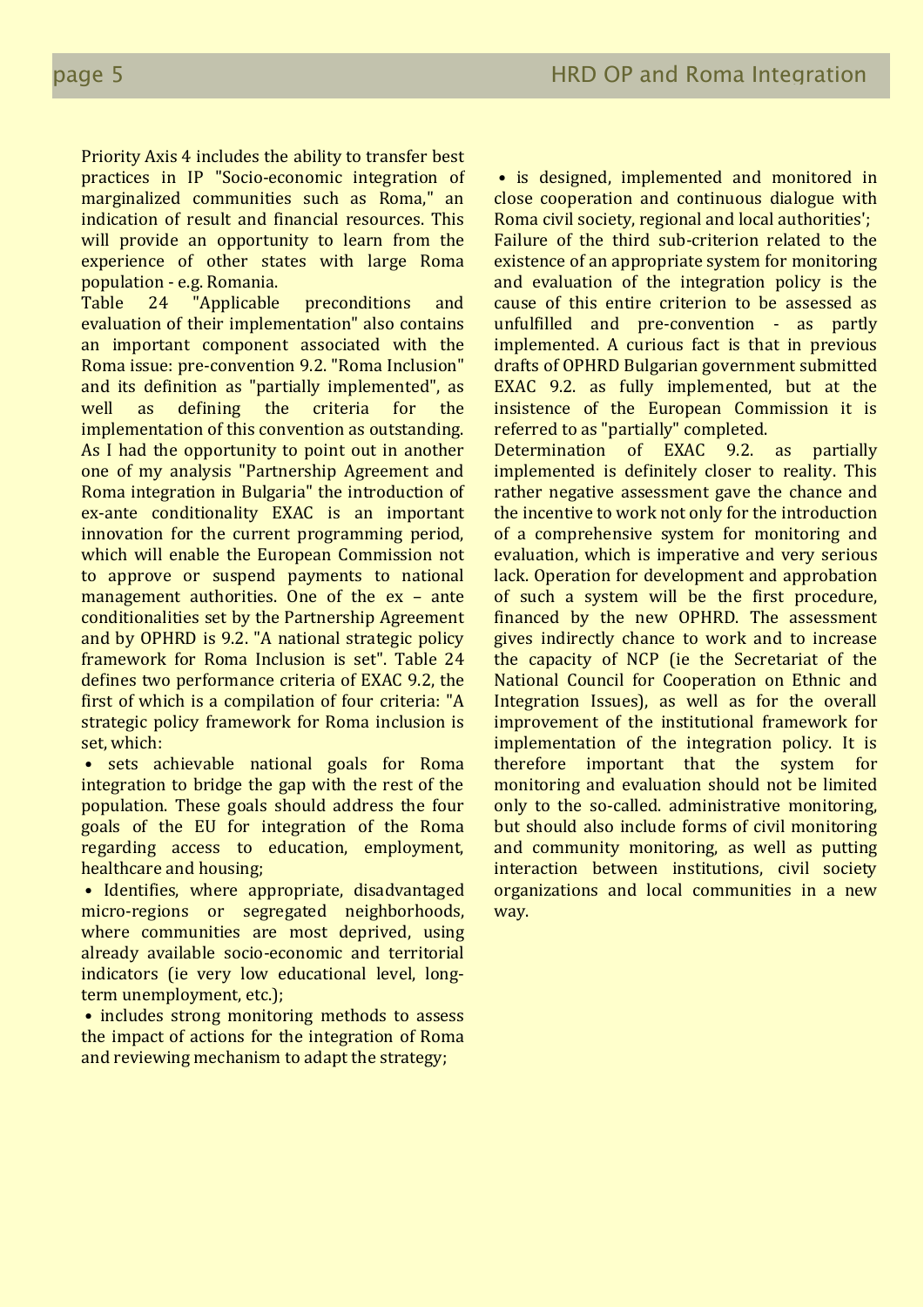Priority Axis 4 includes the ability to transfer best practices in IP "Socio-economic integration of marginalized communities such as Roma," an indication of result and financial resources. This will provide an opportunity to learn from the experience of other states with large Roma population - e.g. Romania.

Table 24 "Applicable preconditions and evaluation of their implementation" also contains an important component associated with the Roma issue: pre-convention 9.2. "Roma Inclusion" and its definition as "partially implemented", as well as defining the criteria for the implementation of this convention as outstanding. As I had the opportunity to point out in another one of my analysis "Partnership Agreement and Roma integration in Bulgaria" the introduction of ex-ante conditionality EXAC is an important innovation for the current programming period, which will enable the European Commission not to approve or suspend payments to national management authorities. One of the ex – ante conditionalities set by the Partnership Agreement and by OPHRD is 9.2. "A national strategic policy framework for Roma Inclusion is set". Table 24 defines two performance criteria of EXAC 9.2, the first of which is a compilation of four criteria: "A strategic policy framework for Roma inclusion is set, which:

- sets achievable national goals for Roma integration to bridge the gap with the rest of the population. These goals should address the four goals of the EU for integration of the Roma regarding access to education, employment, healthcare and housing;
- Identifies, where appropriate, disadvantaged micro-regions or segregated neighborhoods, where communities are most deprived, using already available socio-economic and territorial indicators (ie very low educational level, long-term unemployment, etc.);
- includes strong monitoring methods to assess the impact of actions for the integration of Roma and reviewing mechanism to adapt the strategy;
- is designed, implemented and monitored in close cooperation and continuous dialogue with Roma civil society, regional and local authorities';

Failure of the third sub-criterion related to the existence of an appropriate system for monitoring and evaluation of the integration policy is the cause of this entire criterion to be assessed as unfulfilled and pre-convention - as partly implemented. A curious fact is that in previous drafts of OPHRD Bulgarian government submitted EXAC 9.2. as fully implemented, but at the insistence of the European Commission it is referred to as "partially" completed.

Determination of EXAC 9.2. as partially implemented is definitely closer to reality. This rather negative assessment gave the chance and the incentive to work not only for the introduction of a comprehensive system for monitoring and evaluation, which is imperative and very serious lack. Operation for development and approbation of such a system will be the first procedure, financed by the new OPHRD. The assessment gives indirectly chance to work and to increase the capacity of NCP (ie the Secretariat of the National Council for Cooperation on Ethnic and Integration Issues), as well as for the overall improvement of the institutional framework for implementation of the integration policy. It is therefore important that the system for monitoring and evaluation should not be limited only to the so-called. administrative monitoring, but should also include forms of civil monitoring and community monitoring, as well as putting interaction between institutions, civil society organizations and local communities in a new way.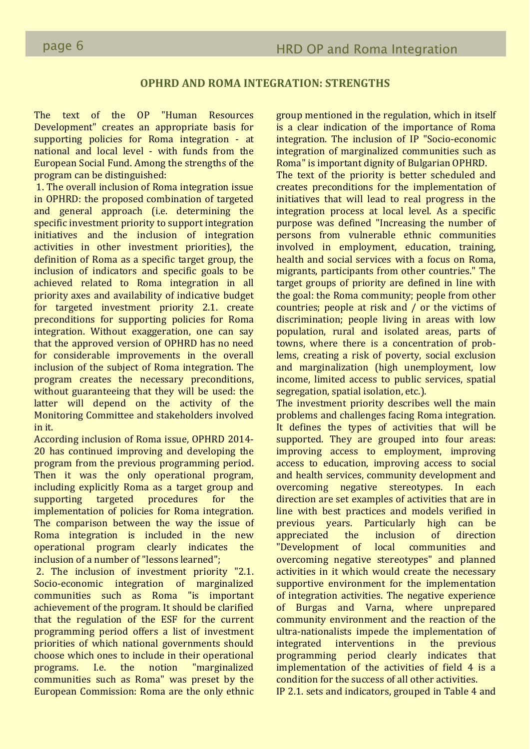## OPHRD AND ROMA INTEGRATION: STRENGTHS

The text of the OP "Human Resources Development" creates an appropriate basis for supporting policies for Roma integration - at national and local level - with funds from the European Social Fund. Among the strengths of the program can be distinguished:

1. The overall inclusion of Roma integration issue in OPHRD: the proposed combination of targeted and general approach (i.e. determining the specific investment priority to support integration initiatives and the inclusion of integration activities in other investment priorities), the definition of Roma as a specific target group, the inclusion of indicators and specific goals to be achieved related to Roma integration in all priority axes and availability of indicative budget for targeted investment priority 2.1. create preconditions for supporting policies for Roma integration. Without exaggeration, one can say that the approved version of OPHRD has no need for considerable improvements in the overall inclusion of the subject of Roma integration. The program creates the necessary preconditions, without guaranteeing that they will be used: the latter will depend on the activity of the Monitoring Committee and stakeholders involved in it.

According inclusion of Roma issue, OPHRD 2014-20 has continued improving and developing the program from the previous programming period. Then it was the only operational program, including explicitly Roma as a target group and supporting targeted procedures for the implementation of policies for Roma integration. The comparison between the way the issue of Roma integration is included in the new operational program clearly indicates the inclusion of a number of "lessons learned";

2. The inclusion of investment priority "2.1. Socio-economic integration of marginalized communities such as Roma "is important achievement of the program. It should be clarified that the regulation of the ESF for the current programming period offers a list of investment priorities of which national governments should choose which ones to include in their operational programs. I.e. the notion "marginalized communities such as Roma" was preset by the European Commission: Roma are the only ethnic group mentioned in the regulation, which in itself is a clear indication of the importance of Roma integration. The inclusion of IP "Socio-economic integration of marginalized communities such as Roma" is important dignity of Bulgarian OPHRD.

The text of the priority is better scheduled and creates preconditions for the implementation of initiatives that will lead to real progress in the integration process at local level. As a specific purpose was defined "Increasing the number of persons from vulnerable ethnic communities involved in employment, education, training, health and social services with a focus on Roma, migrants, participants from other countries." The target groups of priority are defined in line with the goal: the Roma community; people from other countries; people at risk and / or the victims of discrimination; people living in areas with low population, rural and isolated areas, parts of towns, where there is a concentration of problems, creating a risk of poverty, social exclusion and marginalization (high unemployment, low income, limited access to public services, spatial segregation, spatial isolation, etc.).

The investment priority describes well the main problems and challenges facing Roma integration. It defines the types of activities that will be supported. They are grouped into four areas: improving access to employment, improving access to education, improving access to social and health services, community development and overcoming negative stereotypes. In each direction are set examples of activities that are in line with best practices and models verified in previous years. Particularly high can be appreciated the inclusion of direction "Development of local communities and overcoming negative stereotypes" and planned activities in it which would create the necessary supportive environment for the implementation of integration activities. The negative experience of Burgas and Varna, where unprepared community environment and the reaction of the ultra-nationalists impede the implementation of integrated interventions in the previous programming period clearly indicates that implementation of the activities of field 4 is a condition for the success of all other activities.

IP 2.1. sets and indicators, grouped in Table 4 and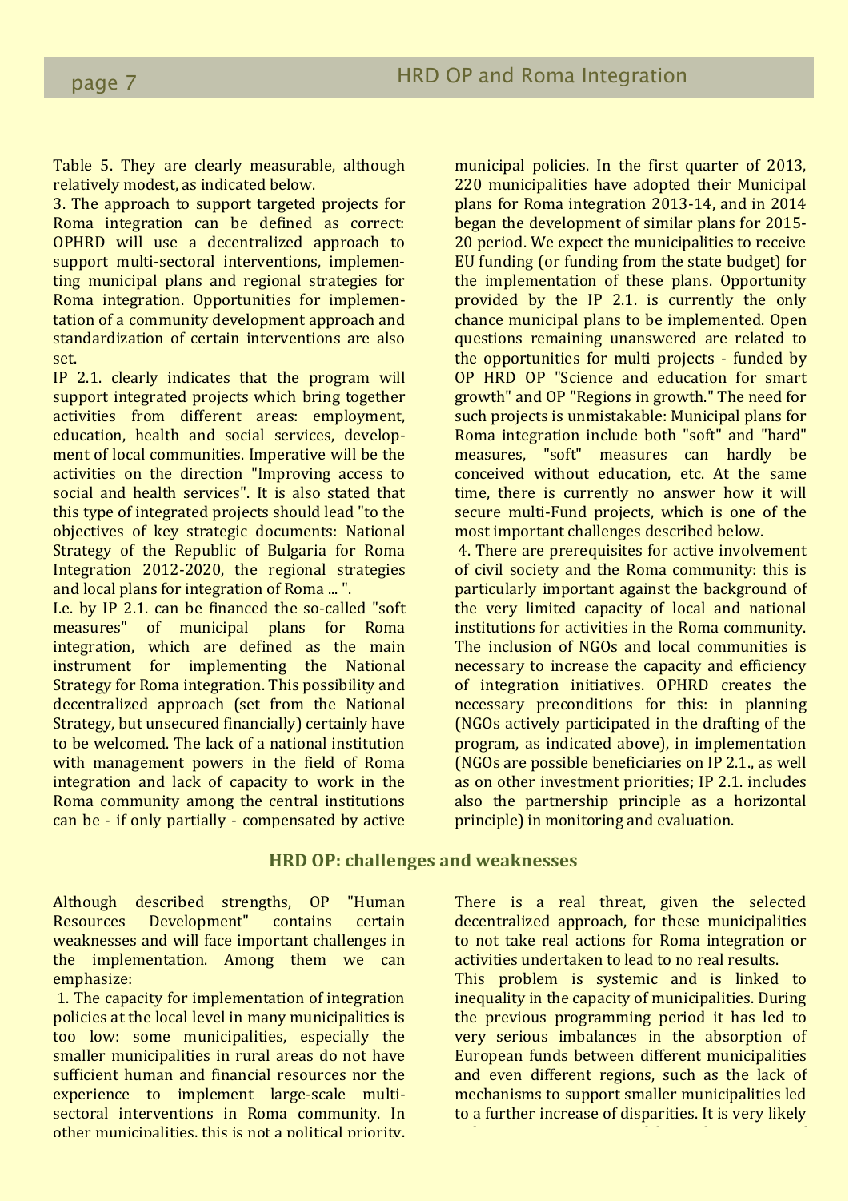Table 5. They are clearly measurable, although relatively modest, as indicated below.

3. The approach to support targeted projects for Roma integration can be defined as correct: OPHRD will use a decentralized approach to support multi-sectoral interventions, implementing municipal plans and regional strategies for Roma integration. Opportunities for implementation of a community development approach and standardization of certain interventions are also set.

IP 2.1. clearly indicates that the program will support integrated projects which bring together activities from different areas: employment, education, health and social services, development of local communities. Imperative will be the activities on the direction "Improving access to social and health services". It is also stated that this type of integrated projects should lead "to the objectives of key strategic documents: National Strategy of the Republic of Bulgaria for Roma Integration 2012-2020, the regional strategies and local plans for integration of Roma ... ".

I.e. by IP 2.1. can be financed the so-called "soft measures" of municipal plans for Roma integration, which are defined as the main instrument for implementing the National Strategy for Roma integration. This possibility and decentralized approach (set from the National Strategy, but unsecured financially) certainly have to be welcomed. The lack of a national institution with management powers in the field of Roma integration and lack of capacity to work in the Roma community among the central institutions can be - if only partially - compensated by active municipal policies. In the first quarter of 2013, 220 municipalities have adopted their Municipal plans for Roma integration 2013-14, and in 2014 began the development of similar plans for 2015-20 period. We expect the municipalities to receive EU funding (or funding from the state budget) for the implementation of these plans. Opportunity provided by the IP 2.1. is currently the only chance municipal plans to be implemented. Open questions remaining unanswered are related to the opportunities for multi projects - funded by OP HRD OP "Science and education for smart growth" and OP "Regions in growth." The need for such projects is unmistakable: Municipal plans for Roma integration include both "soft" and "hard" measures, "soft" measures can hardly be conceived without education, etc. At the same time, there is currently no answer how it will secure multi-Fund projects, which is one of the most important challenges described below.

4. There are prerequisites for active involvement of civil society and the Roma community: this is particularly important against the background of the very limited capacity of local and national institutions for activities in the Roma community. The inclusion of NGOs and local communities is necessary to increase the capacity and efficiency of integration initiatives. OPHRD creates the necessary preconditions for this: in planning (NGOs actively participated in the drafting of the program, as indicated above), in implementation (NGOs are possible beneficiaries on IP 2.1., as well as on other investment priorities; IP 2.1. includes also the partnership principle as a horizontal principle) in monitoring and evaluation.

## HRD OP: challenges and weaknesses

Although described strengths, OP "Human Resources Development" contains certain weaknesses and will face important challenges in the implementation. Among them we can emphasize:

1. The capacity for implementation of integration policies at the local level in many municipalities is too low: some municipalities, especially the smaller municipalities in rural areas do not have sufficient human and financial resources nor the experience to implement large-scale multi-sectoral interventions in Roma community. In other municipalities, this is not a political priority. There is a real threat, given the selected decentralized approach, for these municipalities to not take real actions for Roma integration or activities undertaken to lead to no real results.

This problem is systemic and is linked to inequality in the capacity of municipalities. During the previous programming period it has led to very serious imbalances in the absorption of European funds between different municipalities and even different regions, such as the lack of mechanisms to support smaller municipalities led to a further increase of disparities. It is very likely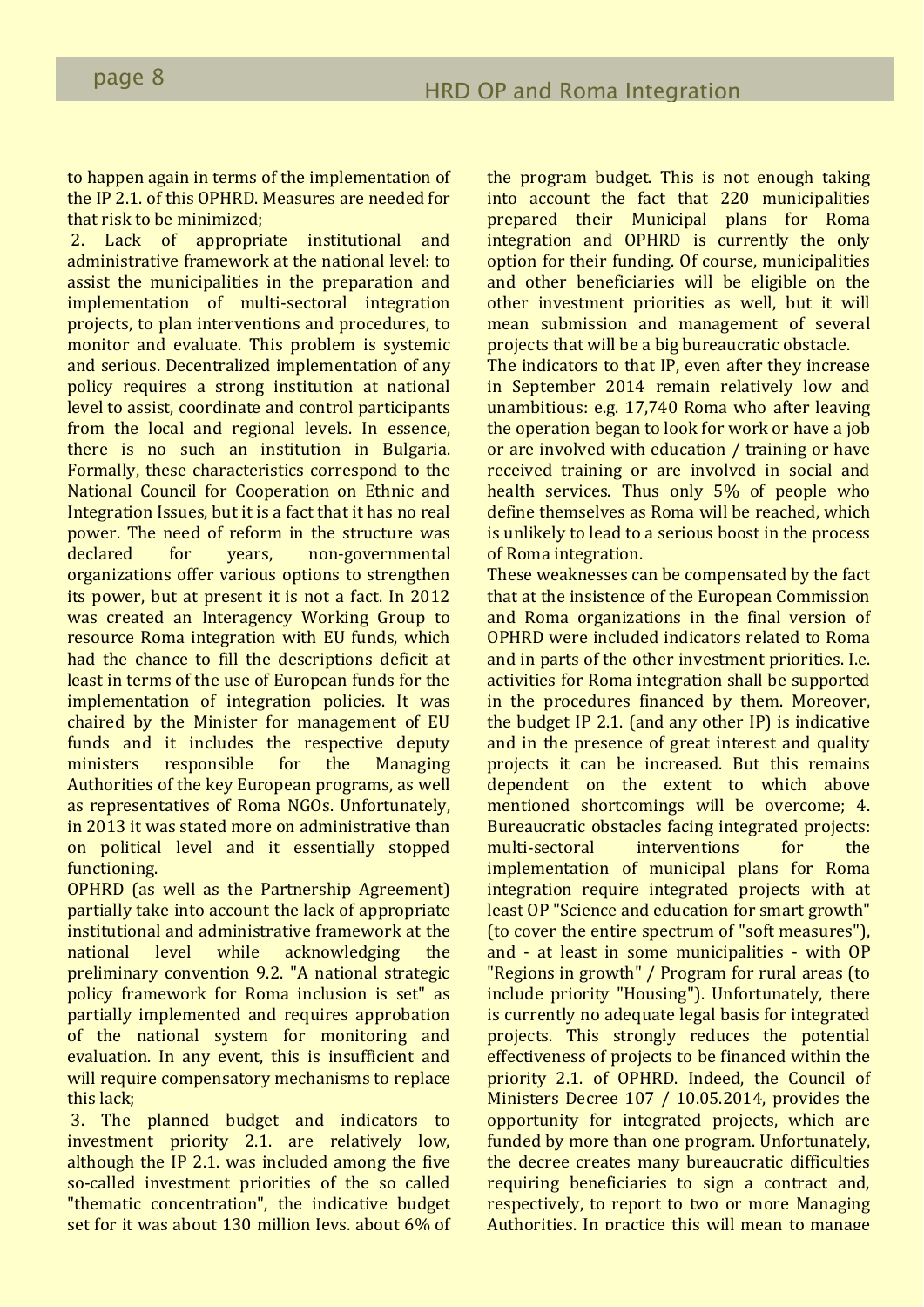to happen again in terms of the implementation of the IP 2.1. of this OPHRD. Measures are needed for that risk to be minimized;

2. Lack of appropriate institutional and administrative framework at the national level: to assist the municipalities in the preparation and implementation of multi-sectoral integration projects, to plan interventions and procedures, to monitor and evaluate. This problem is systemic and serious. Decentralized implementation of any policy requires a strong institution at national level to assist, coordinate and control participants from the local and regional levels. In essence, there is no such an institution in Bulgaria. Formally, these characteristics correspond to the National Council for Cooperation on Ethnic and Integration Issues, but it is a fact that it has no real power. The need of reform in the structure was declared for years, non-governmental organizations offer various options to strengthen its power, but at present it is not a fact. In 2012 was created an Interagency Working Group to resource Roma integration with EU funds, which had the chance to fill the descriptions deficit at least in terms of the use of European funds for the implementation of integration policies. It was chaired by the Minister for management of EU funds and it includes the respective deputy ministers responsible for the Managing Authorities of the key European programs, as well as representatives of Roma NGOs. Unfortunately, in 2013 it was stated more on administrative than on political level and it essentially stopped functioning.

OPHRD (as well as the Partnership Agreement) partially take into account the lack of appropriate institutional and administrative framework at the national level while acknowledging the preliminary convention 9.2. "A national strategic policy framework for Roma inclusion is set" as partially implemented and requires approbation of the national system for monitoring and evaluation. In any event, this is insufficient and will require compensatory mechanisms to replace this lack;

3. The planned budget and indicators to investment priority 2.1. are relatively low, although the IP 2.1. was included among the five so-called investment priorities of the so called "thematic concentration", the indicative budget set for it was about 130 million levs, about 6% of the program budget. This is not enough taking into account the fact that 220 municipalities prepared their Municipal plans for Roma integration and OPHRD is currently the only option for their funding. Of course, municipalities and other beneficiaries will be eligible on the other investment priorities as well, but it will mean submission and management of several projects that will be a big bureaucratic obstacle.

The indicators to that IP, even after they increase in September 2014 remain relatively low and unambitious: e.g. 17,740 Roma who after leaving the operation began to look for work or have a job or are involved with education / training or have received training or are involved in social and health services. Thus only 5% of people who define themselves as Roma will be reached, which is unlikely to lead to a serious boost in the process of Roma integration.

These weaknesses can be compensated by the fact that at the insistence of the European Commission and Roma organizations in the final version of OPHRD were included indicators related to Roma and in parts of the other investment priorities. I.e. activities for Roma integration shall be supported in the procedures financed by them. Moreover, the budget IP 2.1. (and any other IP) is indicative and in the presence of great interest and quality projects it can be increased. But this remains dependent on the extent to which above mentioned shortcomings will be overcome;

4. Bureaucratic obstacles facing integrated projects: multi-sectoral interventions for the implementation of municipal plans for Roma integration require integrated projects with at least OP "Science and education for smart growth" (to cover the entire spectrum of "soft measures"), and - at least in some municipalities - with OP "Regions in growth" / Program for rural areas (to include priority "Housing"). Unfortunately, there is currently no adequate legal basis for integrated projects. This strongly reduces the potential effectiveness of projects to be financed within the priority 2.1. of OPHRD. Indeed, the Council of Ministers Decree 107 / 10.05.2014, provides the opportunity for integrated projects, which are funded by more than one program. Unfortunately, the decree creates many bureaucratic difficulties requiring beneficiaries to sign a contract and, respectively, to report to two or more Managing Authorities. In practice this will mean to manage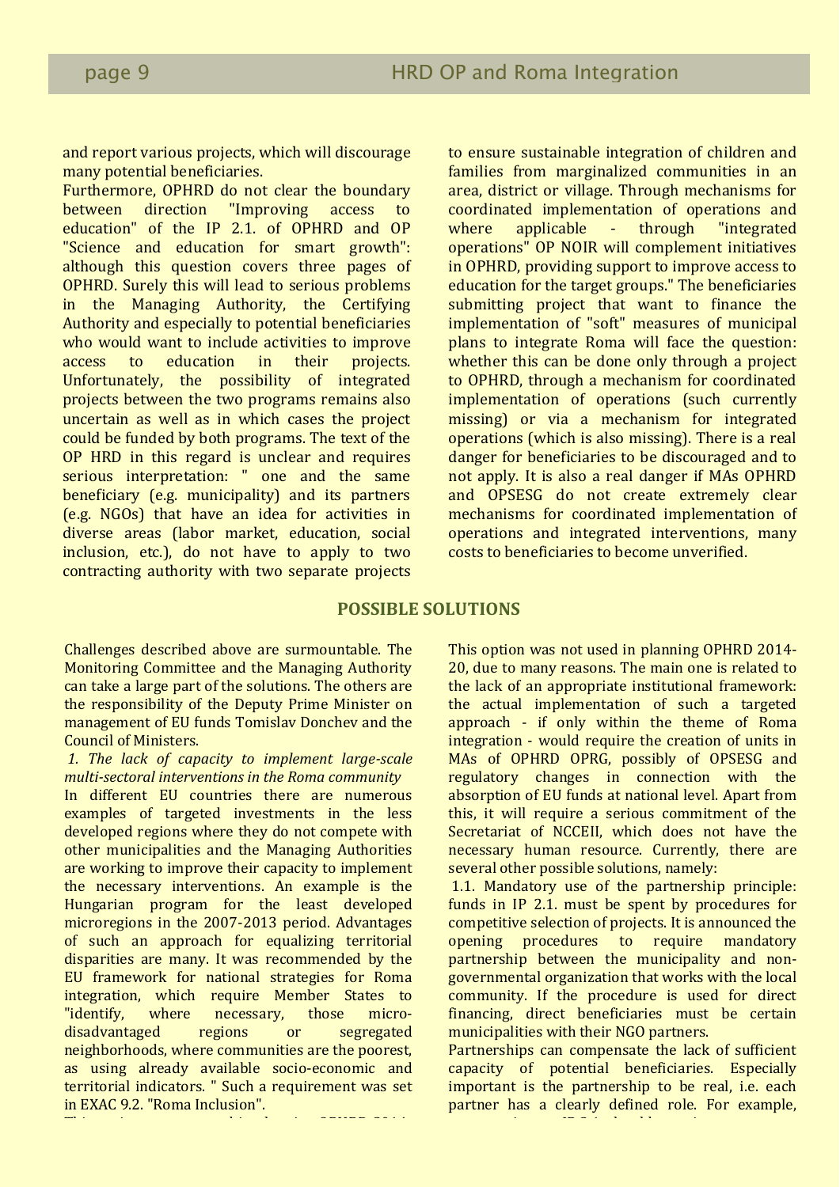and report various projects, which will discourage many potential beneficiaries.

Furthermore, OPHRD do not clear the boundary between direction "Improving access to education" of the IP 2.1. of OPHRD and OP "Science and education for smart growth": although this question covers three pages of OPHRD. Surely this will lead to serious problems in the Managing Authority, the Certifying Authority and especially to potential beneficiaries who would want to include activities to improve access to education in their projects. Unfortunately, the possibility of integrated projects between the two programs remains also uncertain as well as in which cases the project could be funded by both programs. The text of the OP HRD in this regard is unclear and requires serious interpretation: " one and the same beneficiary (e.g. municipality) and its partners (e.g. NGOs) that have an idea for activities in diverse areas (labor market, education, social inclusion, etc.), do not have to apply to two contracting authority with two separate projects to ensure sustainable integration of children and families from marginalized communities in an area, district or village. Through mechanisms for coordinated implementation of operations and where applicable - through "integrated operations" OP NOIR will complement initiatives in OPHRD, providing support to improve access to education for the target groups." The beneficiaries submitting project that want to finance the implementation of "soft" measures of municipal plans to integrate Roma will face the question: whether this can be done only through a project to OPHRD, through a mechanism for coordinated implementation of operations (such currently missing) or via a mechanism for integrated operations (which is also missing). There is a real danger for beneficiaries to be discouraged and to not apply. It is also a real danger if MAs OPHRD and OPSESG do not create extremely clear mechanisms for coordinated implementation of operations and integrated interventions, many costs to beneficiaries to become unverified.

## POSSIBLE SOLUTIONS

Challenges described above are surmountable. The Monitoring Committee and the Managing Authority can take a large part of the solutions. The others are the responsibility of the Deputy Prime Minister on management of EU funds Tomislav Donchev and the Council of Ministers.

*1. The lack of capacity to implement large-scale multi-sectoral interventions in the Roma community*

In different EU countries there are numerous examples of targeted investments in the less developed regions where they do not compete with other municipalities and the Managing Authorities are working to improve their capacity to implement the necessary interventions. An example is the Hungarian program for the least developed microregions in the 2007-2013 period. Advantages of such an approach for equalizing territorial disparities are many. It was recommended by the EU framework for national strategies for Roma integration, which require Member States to "identify, where necessary, those micro-disadvantaged regions or segregated neighborhoods, where communities are the poorest, as using already available socio-economic and territorial indicators. " Such a requirement was set in EXAC 9.2. "Roma Inclusion".

This option was not used in planning OPHRD 2014-20, due to many reasons. The main one is related to the lack of an appropriate institutional framework: the actual implementation of such a targeted approach - if only within the theme of Roma integration - would require the creation of units in MAs of OPHRD OPRG, possibly of OPSESG and regulatory changes in connection with the absorption of EU funds at national level. Apart from this, it will require a serious commitment of the Secretariat of NCCEII, which does not have the necessary human resource. Currently, there are several other possible solutions, namely:

1.1. Mandatory use of the partnership principle: funds in IP 2.1. must be spent by procedures for competitive selection of projects. It is announced the opening procedures to require mandatory partnership between the municipality and non-governmental organization that works with the local community. If the procedure is used for direct financing, direct beneficiaries must be certain municipalities with their NGO partners.

Partnerships can compensate the lack of sufficient capacity of potential beneficiaries. Especially important is the partnership to be real, i.e. each partner has a clearly defined role. For example,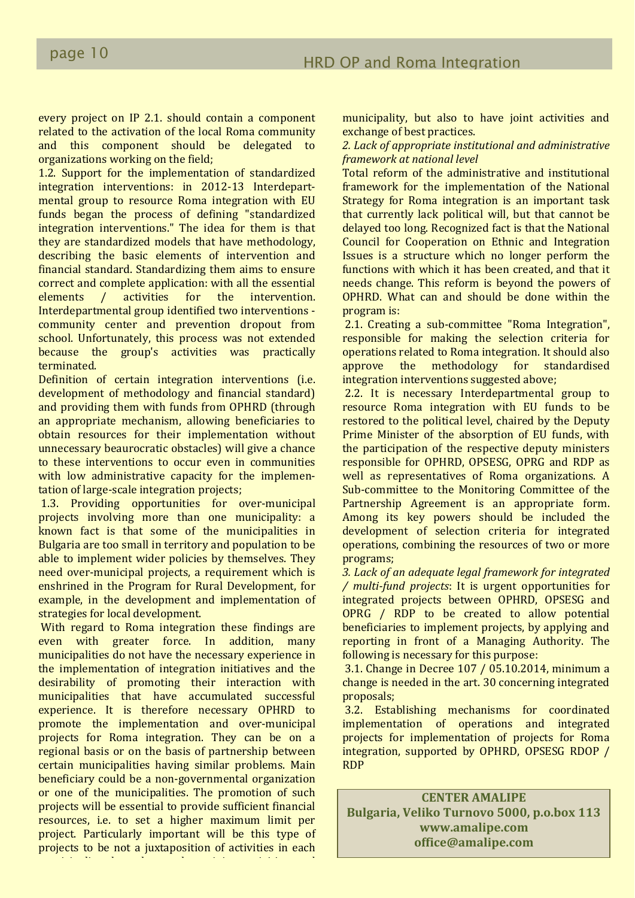every project on IP 2.1. should contain a component related to the activation of the local Roma community and this component should be delegated to organizations working on the field;

1.2. Support for the implementation of standardized integration interventions: in 2012-13 Interdepartmental group to resource Roma integration with EU funds began the process of defining "standardized integration interventions." The idea for them is that they are standardized models that have methodology, describing the basic elements of intervention and financial standard. Standardizing them aims to ensure correct and complete application: with all the essential elements / activities for the intervention. Interdepartmental group identified two interventions - community center and prevention dropout from school. Unfortunately, this process was not extended because the group's activities was practically terminated.

Definition of certain integration interventions (i.e. development of methodology and financial standard) and providing them with funds from OPHRD (through an appropriate mechanism, allowing beneficiaries to obtain resources for their implementation without unnecessary beaurocratic obstacles) will give a chance to these interventions to occur even in communities with low administrative capacity for the implementation of large-scale integration projects;

1.3. Providing opportunities for over-municipal projects involving more than one municipality: a known fact is that some of the municipalities in Bulgaria are too small in territory and population to be able to implement wider policies by themselves. They need over-municipal projects, a requirement which is enshrined in the Program for Rural Development, for example, in the development and implementation of strategies for local development.

With regard to Roma integration these findings are even with greater force. In addition, many municipalities do not have the necessary experience in the implementation of integration initiatives and the desirability of promoting their interaction with municipalities that have accumulated successful experience. It is therefore necessary OPHRD to promote the implementation and over-municipal projects for Roma integration. They can be on a regional basis or on the basis of partnership between certain municipalities having similar problems. Main beneficiary could be a non-governmental organization or one of the municipalities. The promotion of such projects will be essential to provide sufficient financial resources, i.e. to set a higher maximum limit per project. Particularly important will be this type of projects to be not a juxtaposition of activities in each municipality, but also to have joint activities and exchange of best practices.

*2. Lack of appropriate institutional and administrative framework at national level*

Total reform of the administrative and institutional framework for the implementation of the National Strategy for Roma integration is an important task that currently lack political will, but that cannot be delayed too long. Recognized fact is that the National Council for Cooperation on Ethnic and Integration Issues is a structure which no longer perform the functions with which it has been created, and that it needs change. This reform is beyond the powers of OPHRD. What can and should be done within the program is:

2.1. Creating a sub-committee "Roma Integration", responsible for making the selection criteria for operations related to Roma integration. It should also approve the methodology for standardised integration interventions suggested above;

2.2. It is necessary Interdepartmental group to resource Roma integration with EU funds to be restored to the political level, chaired by the Deputy Prime Minister of the absorption of EU funds, with the participation of the respective deputy ministers responsible for OPHRD, OPSESG, OPRG and RDP as well as representatives of Roma organizations. A Sub-committee to the Monitoring Committee of the Partnership Agreement is an appropriate form. Among its key powers should be included the development of selection criteria for integrated operations, combining the resources of two or more programs;

*3. Lack of an adequate legal framework for integrated / multi-fund projects*: It is urgent opportunities for integrated projects between OPHRD, OPSESG and OPRG / RDP to be created to allow potential beneficiaries to implement projects, by applying and reporting in front of a Managing Authority. The following is necessary for this purpose:

3.1. Change in Decree 107 / 05.10.2014, minimum a change is needed in the art. 30 concerning integrated proposals;

3.2. Establishing mechanisms for coordinated implementation of operations and integrated projects for implementation of projects for Roma integration, supported by OPHRD, OPSESG RDOP / RDP

**CENTER AMALIPE**
**Bulgaria, Veliko Turnovo 5000, p.o.box 113**
**www.amalipe.com**
**office@amalipe.com**